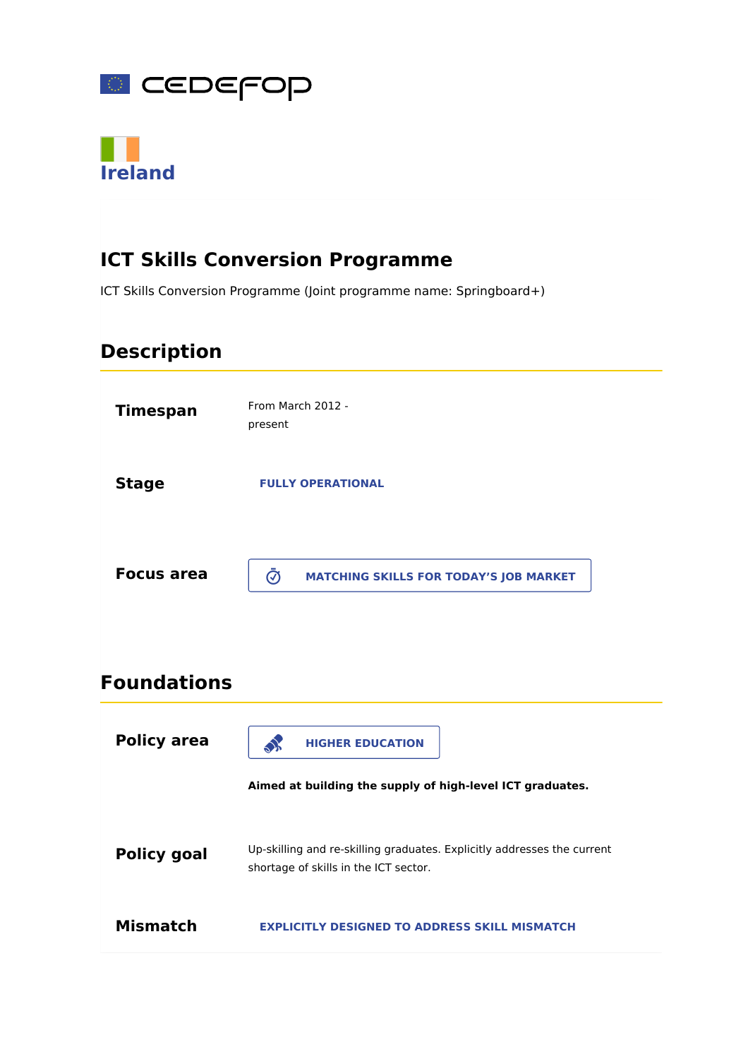Ireland

# ICT Skills Conversion Programme

ICT Skills Conversion Programme (Joint programme name: Springboard+)

## Description

| | |
|---|---|
| **Timespan** | From March 2012 - present |
| **Stage** | FULLY OPERATIONAL |
| **Focus area** | MATCHING SKILLS FOR TODAY'S JOB MARKET |

## Foundations

| | |
|---|---|
| **Policy area** | HIGHER EDUCATION<br>**Aimed at building the supply of high-level ICT graduates.** |
| **Policy goal** | Up-skilling and re-skilling graduates. Explicitly addresses the current shortage of skills in the ICT sector. |
| **Mismatch** | EXPLICITLY DESIGNED TO ADDRESS SKILL MISMATCH |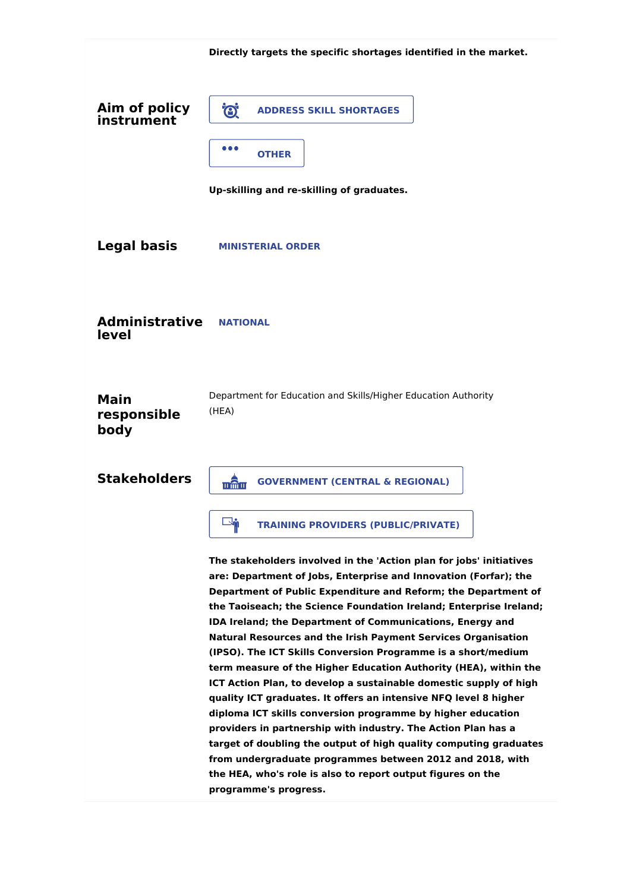**Directly targets the specific shortages identified in the market.**

**Aim of policy instrument**

ADDRESS SKILL SHORTAGES

OTHER

**Up-skilling and re-skilling of graduates.**

**Legal basis**

MINISTERIAL ORDER

**Administrative level**

NATIONAL

**Main responsible body**

Department for Education and Skills/Higher Education Authority (HEA)

**Stakeholders**

GOVERNMENT (CENTRAL & REGIONAL)

TRAINING PROVIDERS (PUBLIC/PRIVATE)

**The stakeholders involved in the 'Action plan for jobs' initiatives are: Department of Jobs, Enterprise and Innovation (Forfar); the Department of Public Expenditure and Reform; the Department of the Taoiseach; the Science Foundation Ireland; Enterprise Ireland; IDA Ireland; the Department of Communications, Energy and Natural Resources and the Irish Payment Services Organisation (IPSO). The ICT Skills Conversion Programme is a short/medium term measure of the Higher Education Authority (HEA), within the ICT Action Plan, to develop a sustainable domestic supply of high quality ICT graduates. It offers an intensive NFQ level 8 higher diploma ICT skills conversion programme by higher education providers in partnership with industry. The Action Plan has a target of doubling the output of high quality computing graduates from undergraduate programmes between 2012 and 2018, with the HEA, who's role is also to report output figures on the programme's progress.**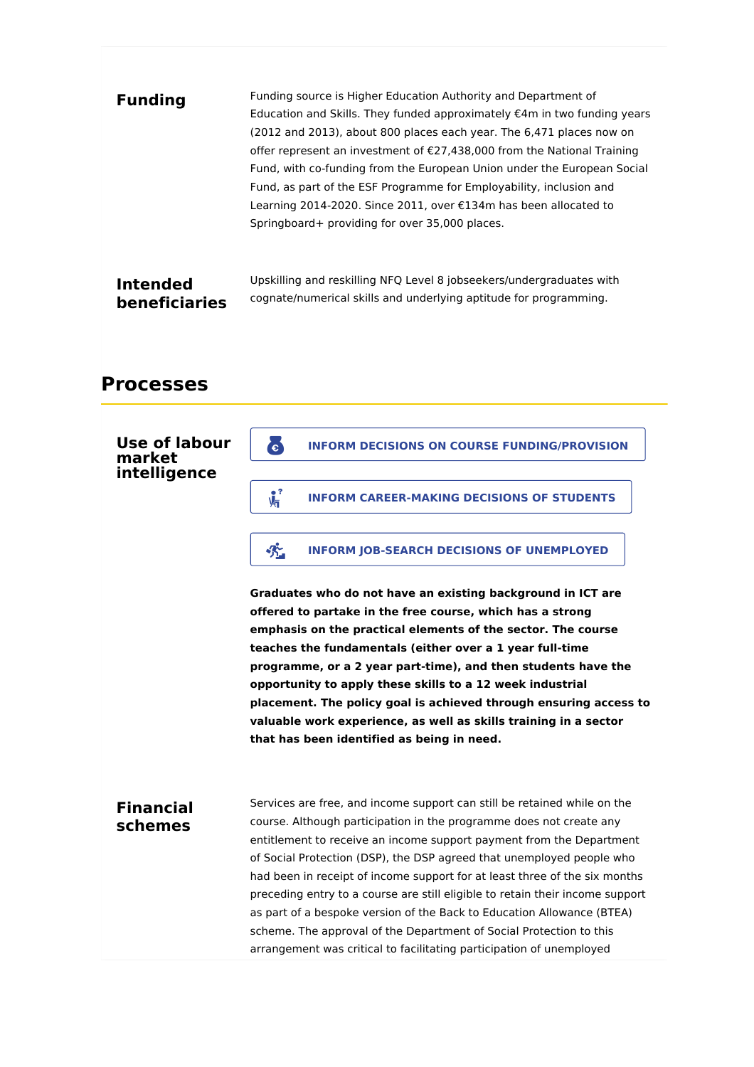**Funding**

Funding source is Higher Education Authority and Department of Education and Skills. They funded approximately €4m in two funding years (2012 and 2013), about 800 places each year. The 6,471 places now on offer represent an investment of €27,438,000 from the National Training Fund, with co-funding from the European Union under the European Social Fund, as part of the ESF Programme for Employability, inclusion and Learning 2014-2020. Since 2011, over €134m has been allocated to Springboard+ providing for over 35,000 places.

**Intended beneficiaries**

Upskilling and reskilling NFQ Level 8 jobseekers/undergraduates with cognate/numerical skills and underlying aptitude for programming.

## Processes

**Use of labour market intelligence**

- INFORM DECISIONS ON COURSE FUNDING/PROVISION
- INFORM CAREER-MAKING DECISIONS OF STUDENTS
- INFORM JOB-SEARCH DECISIONS OF UNEMPLOYED

**Graduates who do not have an existing background in ICT are offered to partake in the free course, which has a strong emphasis on the practical elements of the sector. The course teaches the fundamentals (either over a 1 year full-time programme, or a 2 year part-time), and then students have the opportunity to apply these skills to a 12 week industrial placement. The policy goal is achieved through ensuring access to valuable work experience, as well as skills training in a sector that has been identified as being in need.**

**Financial schemes**

Services are free, and income support can still be retained while on the course. Although participation in the programme does not create any entitlement to receive an income support payment from the Department of Social Protection (DSP), the DSP agreed that unemployed people who had been in receipt of income support for at least three of the six months preceding entry to a course are still eligible to retain their income support as part of a bespoke version of the Back to Education Allowance (BTEA) scheme. The approval of the Department of Social Protection to this arrangement was critical to facilitating participation of unemployed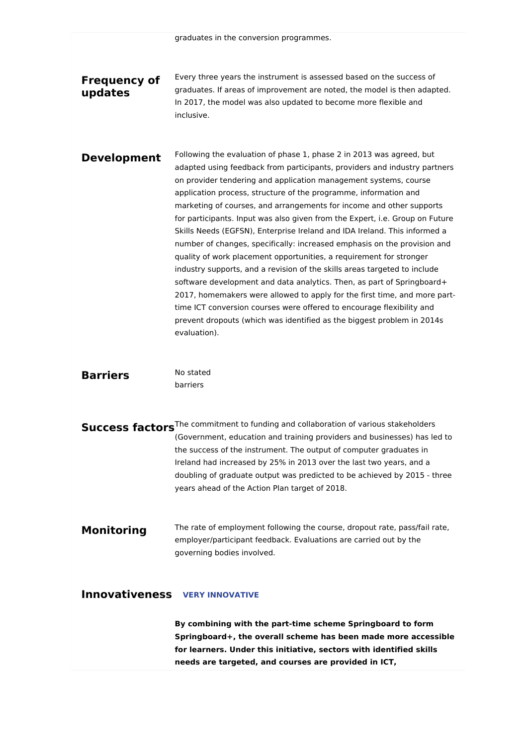graduates in the conversion programmes.

**Frequency of updates**

Every three years the instrument is assessed based on the success of graduates. If areas of improvement are noted, the model is then adapted. In 2017, the model was also updated to become more flexible and inclusive.

**Development**

Following the evaluation of phase 1, phase 2 in 2013 was agreed, but adapted using feedback from participants, providers and industry partners on provider tendering and application management systems, course application process, structure of the programme, information and marketing of courses, and arrangements for income and other supports for participants. Input was also given from the Expert, i.e. Group on Future Skills Needs (EGFSN), Enterprise Ireland and IDA Ireland. This informed a number of changes, specifically: increased emphasis on the provision and quality of work placement opportunities, a requirement for stronger industry supports, and a revision of the skills areas targeted to include software development and data analytics. Then, as part of Springboard+ 2017, homemakers were allowed to apply for the first time, and more part-time ICT conversion courses were offered to encourage flexibility and prevent dropouts (which was identified as the biggest problem in 2014s evaluation).

**Barriers**

No stated barriers

**Success factors**

The commitment to funding and collaboration of various stakeholders (Government, education and training providers and businesses) has led to the success of the instrument. The output of computer graduates in Ireland had increased by 25% in 2013 over the last two years, and a doubling of graduate output was predicted to be achieved by 2015 - three years ahead of the Action Plan target of 2018.

**Monitoring**

The rate of employment following the course, dropout rate, pass/fail rate, employer/participant feedback. Evaluations are carried out by the governing bodies involved.

**Innovativeness** VERY INNOVATIVE

**By combining with the part-time scheme Springboard to form Springboard+, the overall scheme has been made more accessible for learners. Under this initiative, sectors with identified skills needs are targeted, and courses are provided in ICT,**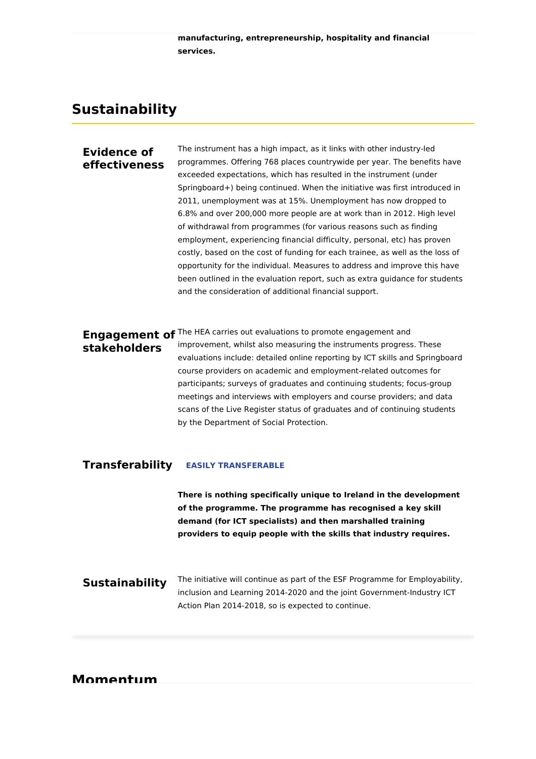**manufacturing, entrepreneurship, hospitality and financial services.**

## Sustainability

### Evidence of effectiveness

The instrument has a high impact, as it links with other industry-led programmes. Offering 768 places countrywide per year. The benefits have exceeded expectations, which has resulted in the instrument (under Springboard+) being continued. When the initiative was first introduced in 2011, unemployment was at 15%. Unemployment has now dropped to 6.8% and over 200,000 more people are at work than in 2012. High level of withdrawal from programmes (for various reasons such as finding employment, experiencing financial difficulty, personal, etc) has proven costly, based on the cost of funding for each trainee, as well as the loss of opportunity for the individual. Measures to address and improve this have been outlined in the evaluation report, such as extra guidance for students and the consideration of additional financial support.

### Engagement of stakeholders

The HEA carries out evaluations to promote engagement and improvement, whilst also measuring the instruments progress. These evaluations include: detailed online reporting by ICT skills and Springboard course providers on academic and employment-related outcomes for participants; surveys of graduates and continuing students; focus-group meetings and interviews with employers and course providers; and data scans of the Live Register status of graduates and of continuing students by the Department of Social Protection.

### Transferability

**EASILY TRANSFERABLE**

**There is nothing specifically unique to Ireland in the development of the programme. The programme has recognised a key skill demand (for ICT specialists) and then marshalled training providers to equip people with the skills that industry requires.**

### Sustainability

The initiative will continue as part of the ESF Programme for Employability, inclusion and Learning 2014-2020 and the joint Government-Industry ICT Action Plan 2014-2018, so is expected to continue.

## Momentum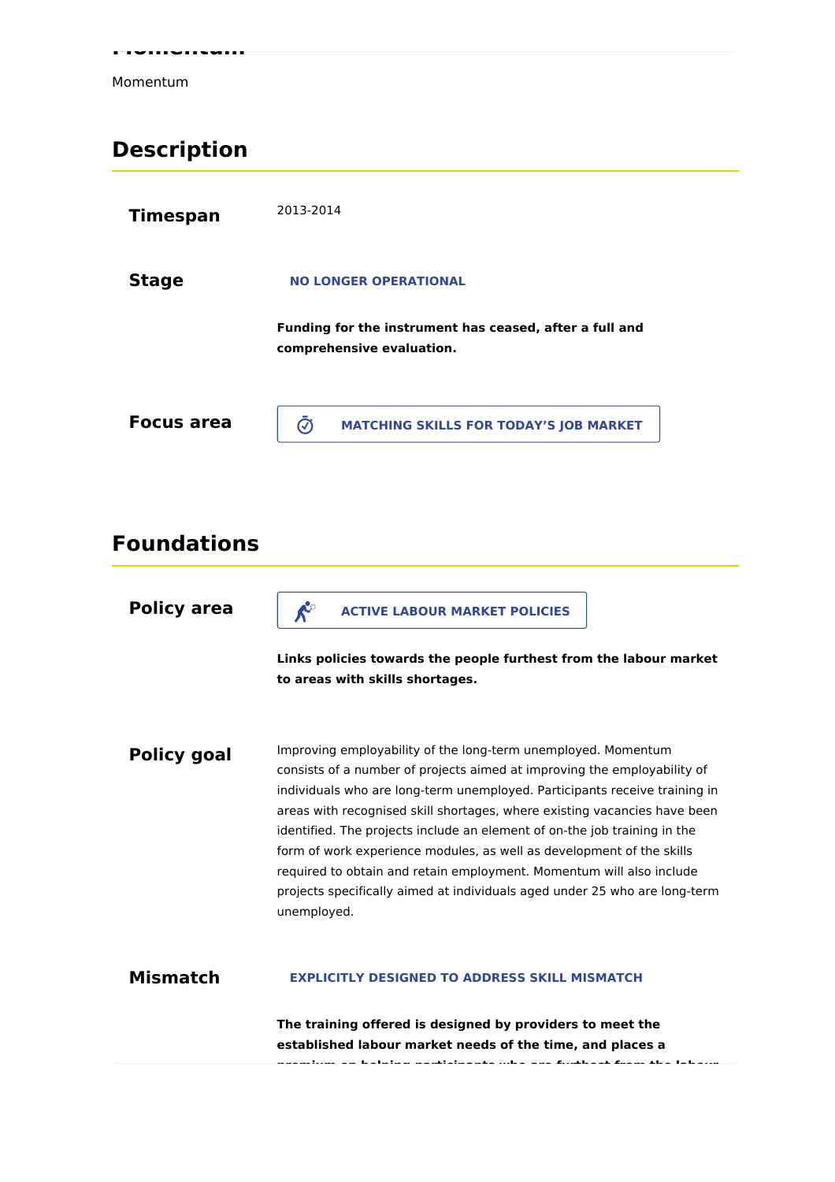Momentum

## Description

**Timespan**

2013-2014

**Stage**

**NO LONGER OPERATIONAL**

**Funding for the instrument has ceased, after a full and comprehensive evaluation.**

**Focus area**

**MATCHING SKILLS FOR TODAY'S JOB MARKET**

## Foundations

**Policy area**

**ACTIVE LABOUR MARKET POLICIES**

**Links policies towards the people furthest from the labour market to areas with skills shortages.**

**Policy goal**

Improving employability of the long-term unemployed. Momentum consists of a number of projects aimed at improving the employability of individuals who are long-term unemployed. Participants receive training in areas with recognised skill shortages, where existing vacancies have been identified. The projects include an element of on-the job training in the form of work experience modules, as well as development of the skills required to obtain and retain employment. Momentum will also include projects specifically aimed at individuals aged under 25 who are long-term unemployed.

**Mismatch**

**EXPLICITLY DESIGNED TO ADDRESS SKILL MISMATCH**

**The training offered is designed by providers to meet the established labour market needs of the time, and places a**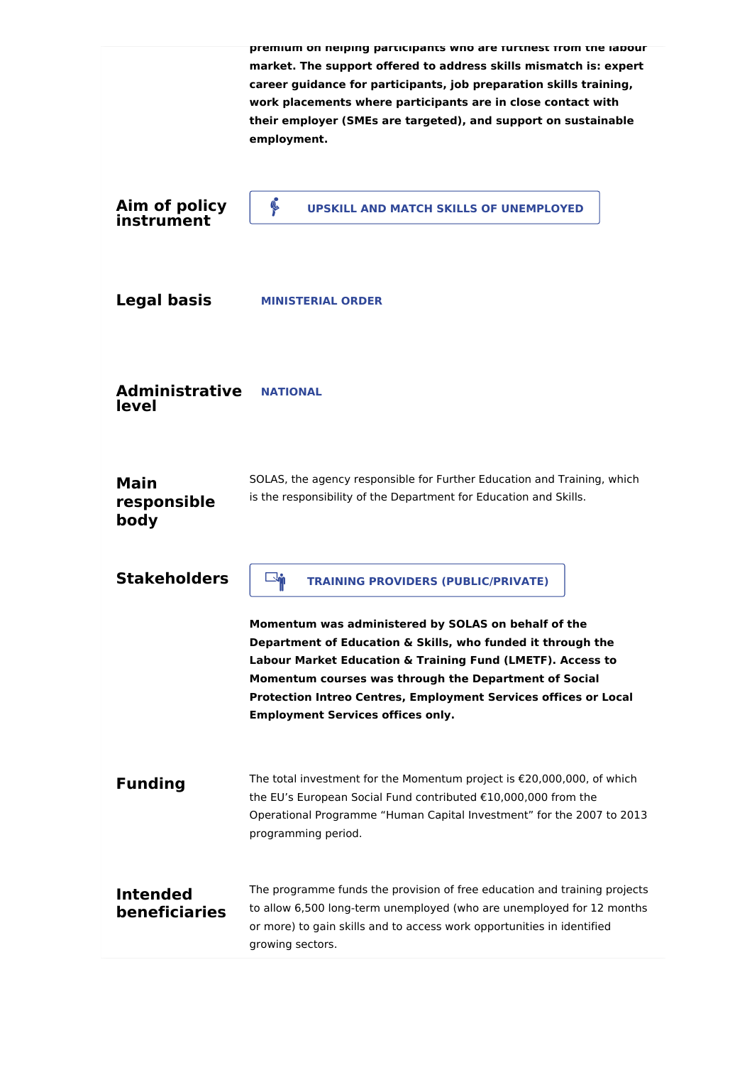**premium on helping participants who are furthest from the labour market. The support offered to address skills mismatch is: expert career guidance for participants, job preparation skills training, work placements where participants are in close contact with their employer (SMEs are targeted), and support on sustainable employment.**

**Aim of policy instrument**

UPSKILL AND MATCH SKILLS OF UNEMPLOYED

**Legal basis**

MINISTERIAL ORDER

**Administrative level**

NATIONAL

**Main responsible body**

SOLAS, the agency responsible for Further Education and Training, which is the responsibility of the Department for Education and Skills.

**Stakeholders**

TRAINING PROVIDERS (PUBLIC/PRIVATE)

**Momentum was administered by SOLAS on behalf of the Department of Education & Skills, who funded it through the Labour Market Education & Training Fund (LMETF). Access to Momentum courses was through the Department of Social Protection Intreo Centres, Employment Services offices or Local Employment Services offices only.**

**Funding**

The total investment for the Momentum project is €20,000,000, of which the EU's European Social Fund contributed €10,000,000 from the Operational Programme "Human Capital Investment" for the 2007 to 2013 programming period.

**Intended beneficiaries**

The programme funds the provision of free education and training projects to allow 6,500 long-term unemployed (who are unemployed for 12 months or more) to gain skills and to access work opportunities in identified growing sectors.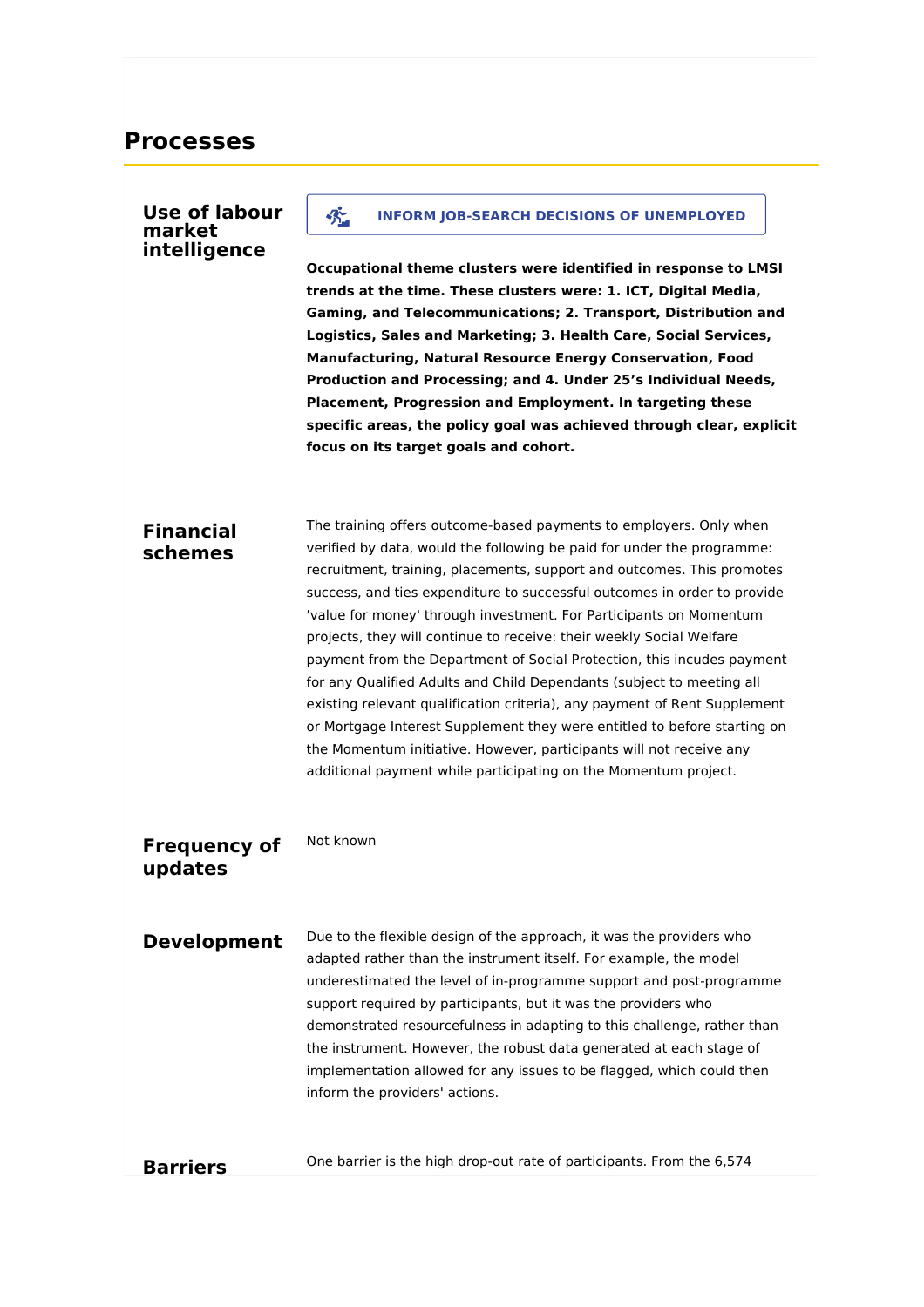## Processes

### Use of labour market intelligence

**INFORM JOB-SEARCH DECISIONS OF UNEMPLOYED**

**Occupational theme clusters were identified in response to LMSI trends at the time. These clusters were: 1. ICT, Digital Media, Gaming, and Telecommunications; 2. Transport, Distribution and Logistics, Sales and Marketing; 3. Health Care, Social Services, Manufacturing, Natural Resource Energy Conservation, Food Production and Processing; and 4. Under 25's Individual Needs, Placement, Progression and Employment. In targeting these specific areas, the policy goal was achieved through clear, explicit focus on its target goals and cohort.**

### Financial schemes

The training offers outcome-based payments to employers. Only when verified by data, would the following be paid for under the programme: recruitment, training, placements, support and outcomes. This promotes success, and ties expenditure to successful outcomes in order to provide 'value for money' through investment. For Participants on Momentum projects, they will continue to receive: their weekly Social Welfare payment from the Department of Social Protection, this incudes payment for any Qualified Adults and Child Dependants (subject to meeting all existing relevant qualification criteria), any payment of Rent Supplement or Mortgage Interest Supplement they were entitled to before starting on the Momentum initiative. However, participants will not receive any additional payment while participating on the Momentum project.

### Frequency of updates

Not known

### Development

Due to the flexible design of the approach, it was the providers who adapted rather than the instrument itself. For example, the model underestimated the level of in-programme support and post-programme support required by participants, but it was the providers who demonstrated resourcefulness in adapting to this challenge, rather than the instrument. However, the robust data generated at each stage of implementation allowed for any issues to be flagged, which could then inform the providers' actions.

### Barriers

One barrier is the high drop-out rate of participants. From the 6,574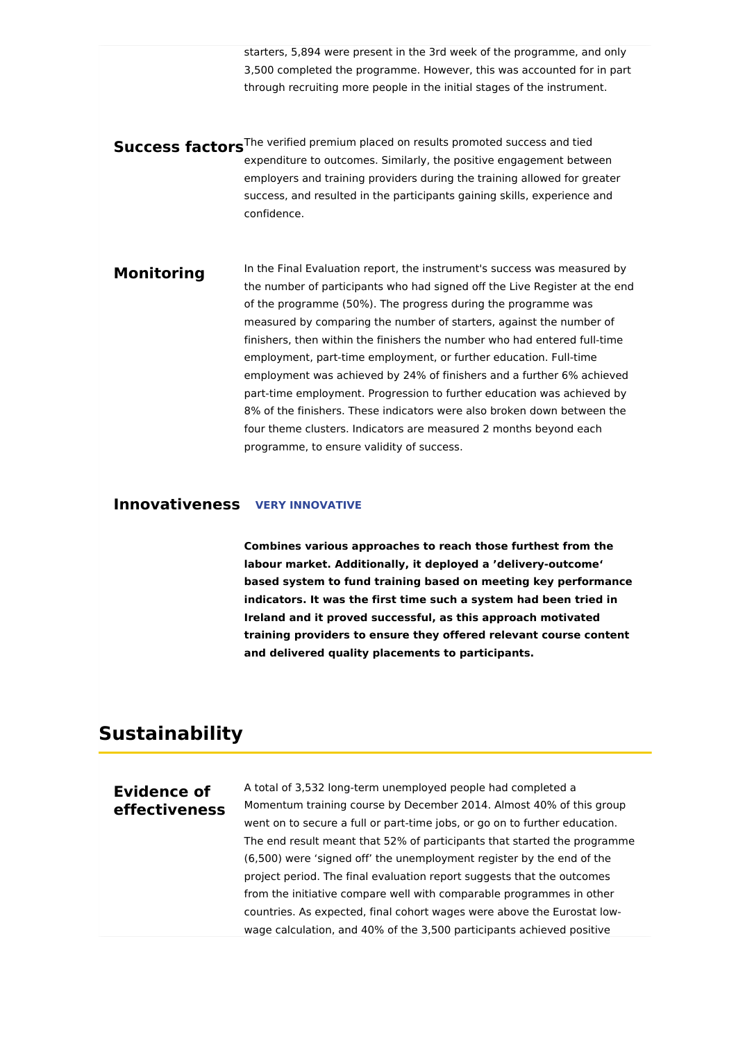starters, 5,894 were present in the 3rd week of the programme, and only 3,500 completed the programme. However, this was accounted for in part through recruiting more people in the initial stages of the instrument.

### Success factors

The verified premium placed on results promoted success and tied expenditure to outcomes. Similarly, the positive engagement between employers and training providers during the training allowed for greater success, and resulted in the participants gaining skills, experience and confidence.

### Monitoring

In the Final Evaluation report, the instrument's success was measured by the number of participants who had signed off the Live Register at the end of the programme (50%). The progress during the programme was measured by comparing the number of starters, against the number of finishers, then within the finishers the number who had entered full-time employment, part-time employment, or further education. Full-time employment was achieved by 24% of finishers and a further 6% achieved part-time employment. Progression to further education was achieved by 8% of the finishers. These indicators were also broken down between the four theme clusters. Indicators are measured 2 months beyond each programme, to ensure validity of success.

### Innovativeness

**VERY INNOVATIVE**

**Combines various approaches to reach those furthest from the labour market. Additionally, it deployed a 'delivery-outcome' based system to fund training based on meeting key performance indicators. It was the first time such a system had been tried in Ireland and it proved successful, as this approach motivated training providers to ensure they offered relevant course content and delivered quality placements to participants.**

## Sustainability

### Evidence of effectiveness

A total of 3,532 long-term unemployed people had completed a Momentum training course by December 2014. Almost 40% of this group went on to secure a full or part-time jobs, or go on to further education. The end result meant that 52% of participants that started the programme (6,500) were 'signed off' the unemployment register by the end of the project period. The final evaluation report suggests that the outcomes from the initiative compare well with comparable programmes in other countries. As expected, final cohort wages were above the Eurostat low-wage calculation, and 40% of the 3,500 participants achieved positive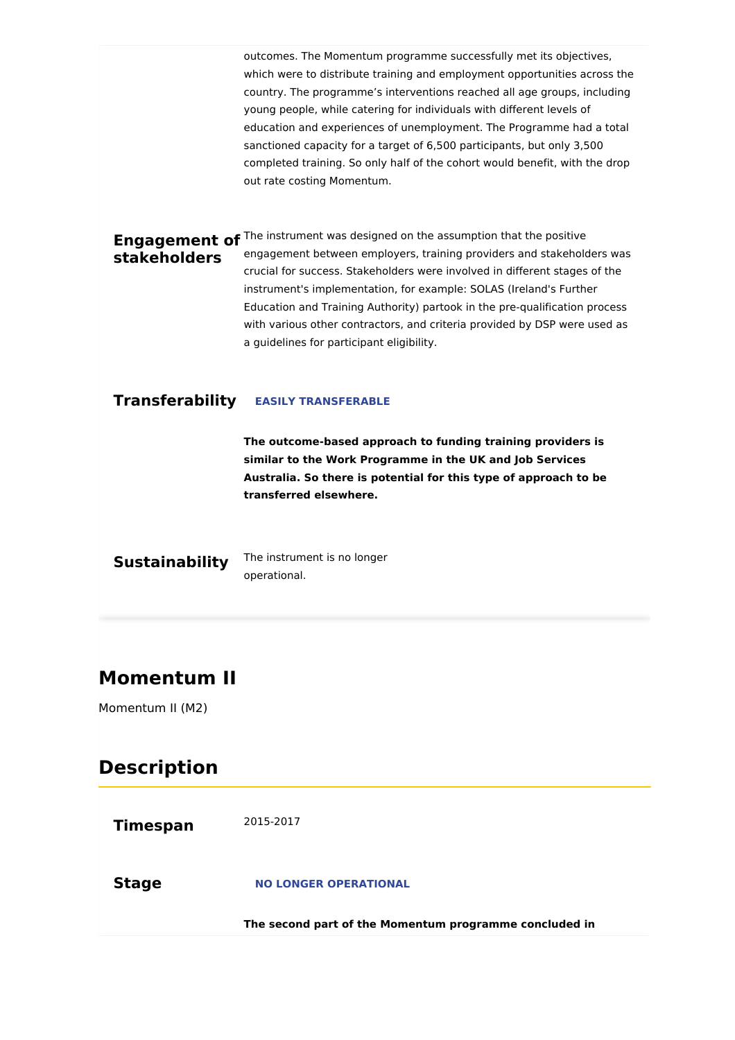outcomes. The Momentum programme successfully met its objectives, which were to distribute training and employment opportunities across the country. The programme's interventions reached all age groups, including young people, while catering for individuals with different levels of education and experiences of unemployment. The Programme had a total sanctioned capacity for a target of 6,500 participants, but only 3,500 completed training. So only half of the cohort would benefit, with the drop out rate costing Momentum.

**Engagement of stakeholders**

The instrument was designed on the assumption that the positive engagement between employers, training providers and stakeholders was crucial for success. Stakeholders were involved in different stages of the instrument's implementation, for example: SOLAS (Ireland's Further Education and Training Authority) partook in the pre-qualification process with various other contractors, and criteria provided by DSP were used as a guidelines for participant eligibility.

**Transferability**

**EASILY TRANSFERABLE**

**The outcome-based approach to funding training providers is similar to the Work Programme in the UK and Job Services Australia. So there is potential for this type of approach to be transferred elsewhere.**

**Sustainability**

The instrument is no longer operational.

## Momentum II

Momentum II (M2)

## Description

**Timespan**

2015-2017

**Stage**

**NO LONGER OPERATIONAL**

**The second part of the Momentum programme concluded in**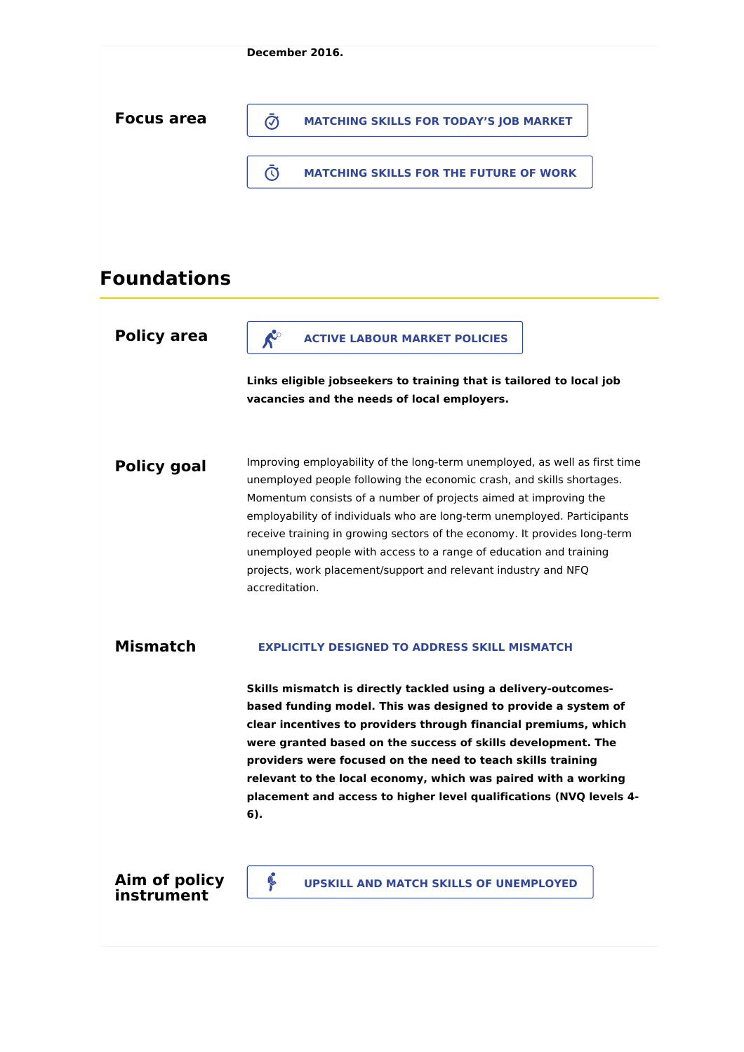**December 2016.**

**Focus area**

MATCHING SKILLS FOR TODAY'S JOB MARKET

MATCHING SKILLS FOR THE FUTURE OF WORK

## Foundations

**Policy area**

ACTIVE LABOUR MARKET POLICIES

**Links eligible jobseekers to training that is tailored to local job vacancies and the needs of local employers.**

**Policy goal**

Improving employability of the long-term unemployed, as well as first time unemployed people following the economic crash, and skills shortages. Momentum consists of a number of projects aimed at improving the employability of individuals who are long-term unemployed. Participants receive training in growing sectors of the economy. It provides long-term unemployed people with access to a range of education and training projects, work placement/support and relevant industry and NFQ accreditation.

**Mismatch**

EXPLICITLY DESIGNED TO ADDRESS SKILL MISMATCH

**Skills mismatch is directly tackled using a delivery-outcomes-based funding model. This was designed to provide a system of clear incentives to providers through financial premiums, which were granted based on the success of skills development. The providers were focused on the need to teach skills training relevant to the local economy, which was paired with a working placement and access to higher level qualifications (NVQ levels 4-6).**

**Aim of policy instrument**

UPSKILL AND MATCH SKILLS OF UNEMPLOYED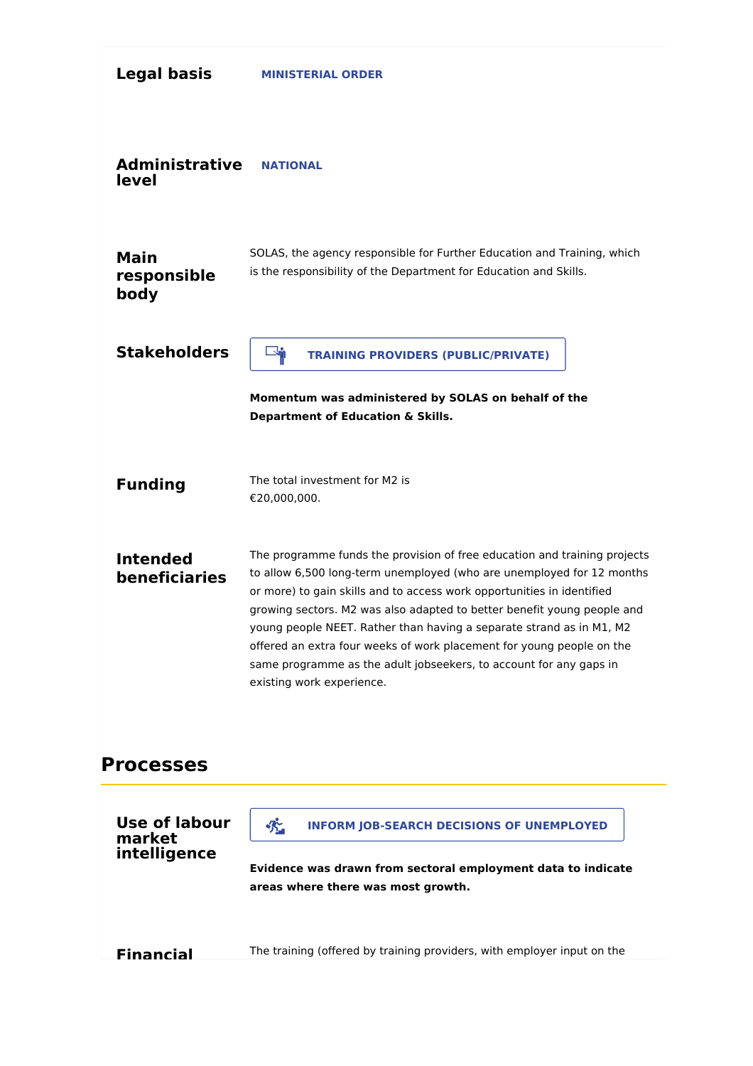**Legal basis** MINISTERIAL ORDER

**Administrative level** NATIONAL

**Main responsible body**

SOLAS, the agency responsible for Further Education and Training, which is the responsibility of the Department for Education and Skills.

**Stakeholders**

TRAINING PROVIDERS (PUBLIC/PRIVATE)

**Momentum was administered by SOLAS on behalf of the Department of Education & Skills.**

**Funding**

The total investment for M2 is €20,000,000.

**Intended beneficiaries**

The programme funds the provision of free education and training projects to allow 6,500 long-term unemployed (who are unemployed for 12 months or more) to gain skills and to access work opportunities in identified growing sectors. M2 was also adapted to better benefit young people and young people NEET. Rather than having a separate strand as in M1, M2 offered an extra four weeks of work placement for young people on the same programme as the adult jobseekers, to account for any gaps in existing work experience.

## Processes

**Use of labour market intelligence**

INFORM JOB-SEARCH DECISIONS OF UNEMPLOYED

**Evidence was drawn from sectoral employment data to indicate areas where there was most growth.**

**Financial**

The training (offered by training providers, with employer input on the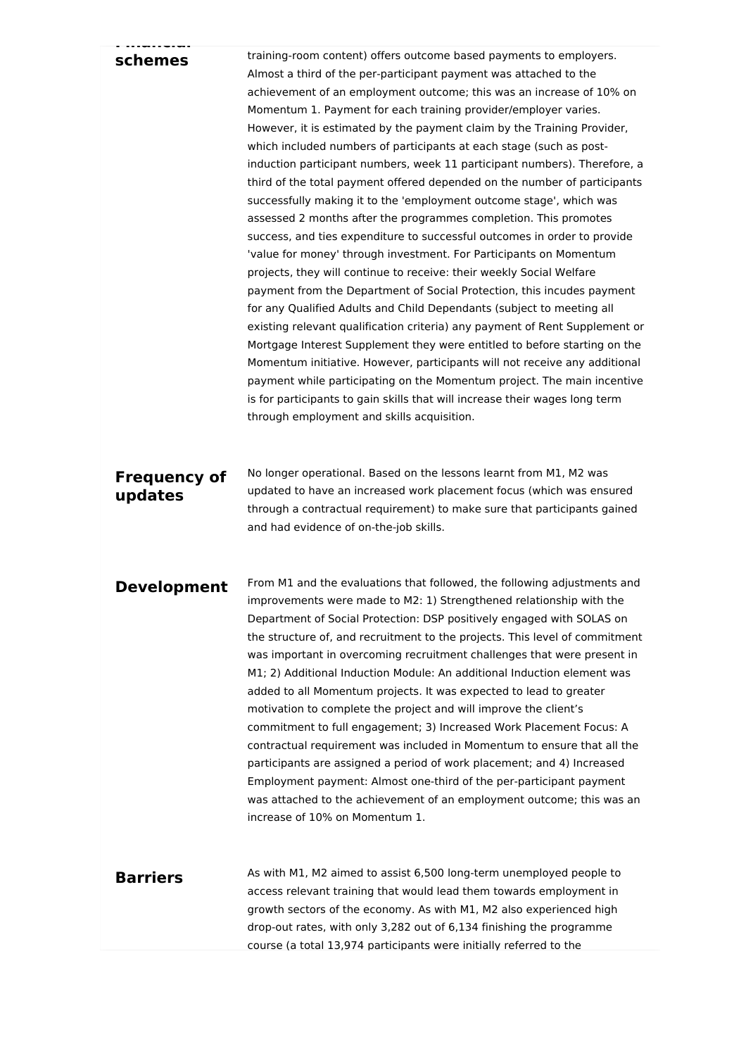**Financial schemes**

training-room content) offers outcome based payments to employers. Almost a third of the per-participant payment was attached to the achievement of an employment outcome; this was an increase of 10% on Momentum 1. Payment for each training provider/employer varies. However, it is estimated by the payment claim by the Training Provider, which included numbers of participants at each stage (such as post-induction participant numbers, week 11 participant numbers). Therefore, a third of the total payment offered depended on the number of participants successfully making it to the 'employment outcome stage', which was assessed 2 months after the programmes completion. This promotes success, and ties expenditure to successful outcomes in order to provide 'value for money' through investment. For Participants on Momentum projects, they will continue to receive: their weekly Social Welfare payment from the Department of Social Protection, this incudes payment for any Qualified Adults and Child Dependants (subject to meeting all existing relevant qualification criteria) any payment of Rent Supplement or Mortgage Interest Supplement they were entitled to before starting on the Momentum initiative. However, participants will not receive any additional payment while participating on the Momentum project. The main incentive is for participants to gain skills that will increase their wages long term through employment and skills acquisition.

**Frequency of updates**

No longer operational. Based on the lessons learnt from M1, M2 was updated to have an increased work placement focus (which was ensured through a contractual requirement) to make sure that participants gained and had evidence of on-the-job skills.

**Development**

From M1 and the evaluations that followed, the following adjustments and improvements were made to M2: 1) Strengthened relationship with the Department of Social Protection: DSP positively engaged with SOLAS on the structure of, and recruitment to the projects. This level of commitment was important in overcoming recruitment challenges that were present in M1; 2) Additional Induction Module: An additional Induction element was added to all Momentum projects. It was expected to lead to greater motivation to complete the project and will improve the client's commitment to full engagement; 3) Increased Work Placement Focus: A contractual requirement was included in Momentum to ensure that all the participants are assigned a period of work placement; and 4) Increased Employment payment: Almost one-third of the per-participant payment was attached to the achievement of an employment outcome; this was an increase of 10% on Momentum 1.

**Barriers**

As with M1, M2 aimed to assist 6,500 long-term unemployed people to access relevant training that would lead them towards employment in growth sectors of the economy. As with M1, M2 also experienced high drop-out rates, with only 3,282 out of 6,134 finishing the programme course (a total 13,974 participants were initially referred to the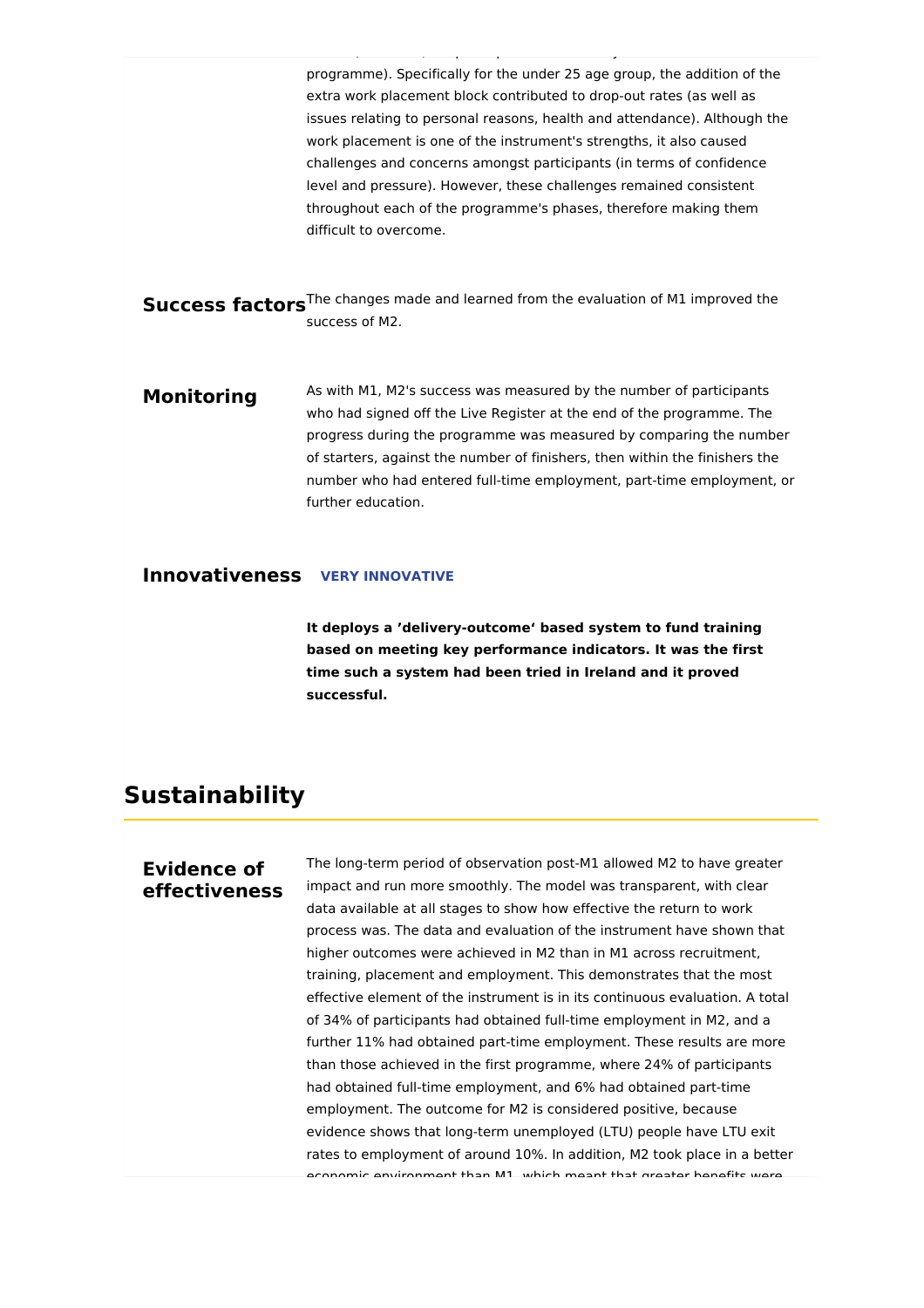programme). Specifically for the under 25 age group, the addition of the extra work placement block contributed to drop-out rates (as well as issues relating to personal reasons, health and attendance). Although the work placement is one of the instrument's strengths, it also caused challenges and concerns amongst participants (in terms of confidence level and pressure). However, these challenges remained consistent throughout each of the programme's phases, therefore making them difficult to overcome.

### Success factors

The changes made and learned from the evaluation of M1 improved the success of M2.

### Monitoring

As with M1, M2's success was measured by the number of participants who had signed off the Live Register at the end of the programme. The progress during the programme was measured by comparing the number of starters, against the number of finishers, then within the finishers the number who had entered full-time employment, part-time employment, or further education.

### Innovativeness

**VERY INNOVATIVE**

**It deploys a 'delivery-outcome' based system to fund training based on meeting key performance indicators. It was the first time such a system had been tried in Ireland and it proved successful.**

## Sustainability

### Evidence of effectiveness

The long-term period of observation post-M1 allowed M2 to have greater impact and run more smoothly. The model was transparent, with clear data available at all stages to show how effective the return to work process was. The data and evaluation of the instrument have shown that higher outcomes were achieved in M2 than in M1 across recruitment, training, placement and employment. This demonstrates that the most effective element of the instrument is in its continuous evaluation. A total of 34% of participants had obtained full-time employment in M2, and a further 11% had obtained part-time employment. These results are more than those achieved in the first programme, where 24% of participants had obtained full-time employment, and 6% had obtained part-time employment. The outcome for M2 is considered positive, because evidence shows that long-term unemployed (LTU) people have LTU exit rates to employment of around 10%. In addition, M2 took place in a better economic environment than M1, which meant that greater benefits were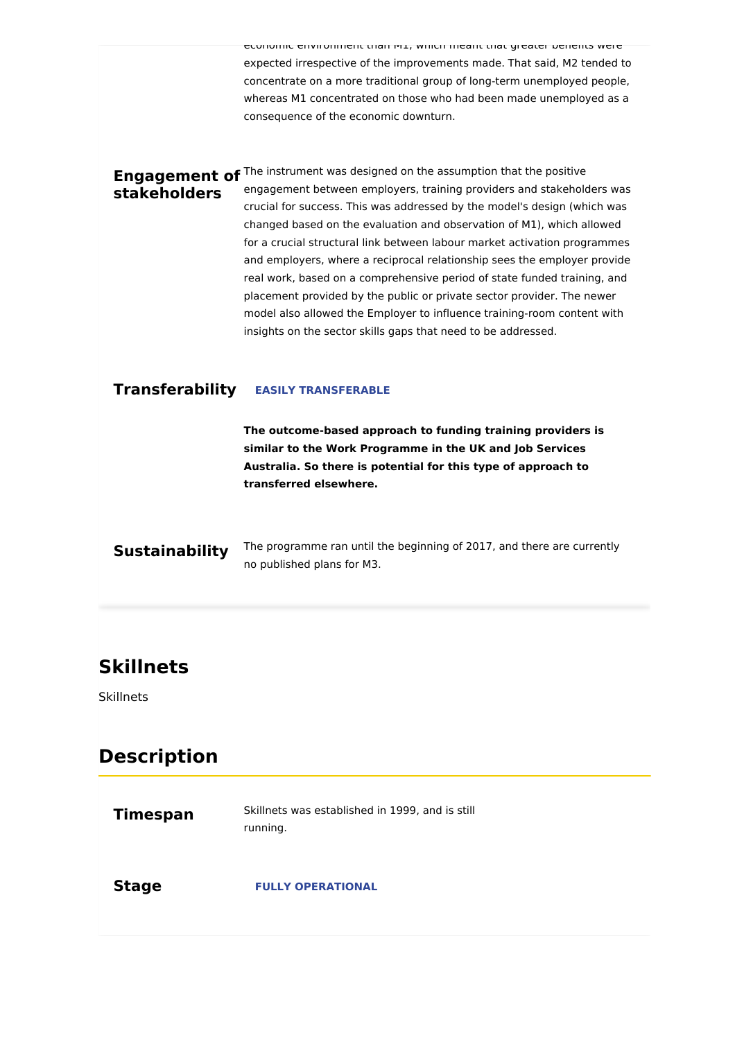economic environment than M1, which meant that greater benefits were expected irrespective of the improvements made. That said, M2 tended to concentrate on a more traditional group of long-term unemployed people, whereas M1 concentrated on those who had been made unemployed as a consequence of the economic downturn.

**Engagement of stakeholders**

The instrument was designed on the assumption that the positive engagement between employers, training providers and stakeholders was crucial for success. This was addressed by the model's design (which was changed based on the evaluation and observation of M1), which allowed for a crucial structural link between labour market activation programmes and employers, where a reciprocal relationship sees the employer provide real work, based on a comprehensive period of state funded training, and placement provided by the public or private sector provider. The newer model also allowed the Employer to influence training-room content with insights on the sector skills gaps that need to be addressed.

**Transferability**

EASILY TRANSFERABLE

**The outcome-based approach to funding training providers is similar to the Work Programme in the UK and Job Services Australia. So there is potential for this type of approach to transferred elsewhere.**

**Sustainability**

The programme ran until the beginning of 2017, and there are currently no published plans for M3.

## Skillnets

Skillnets

## Description

**Timespan**

Skillnets was established in 1999, and is still running.

**Stage**

FULLY OPERATIONAL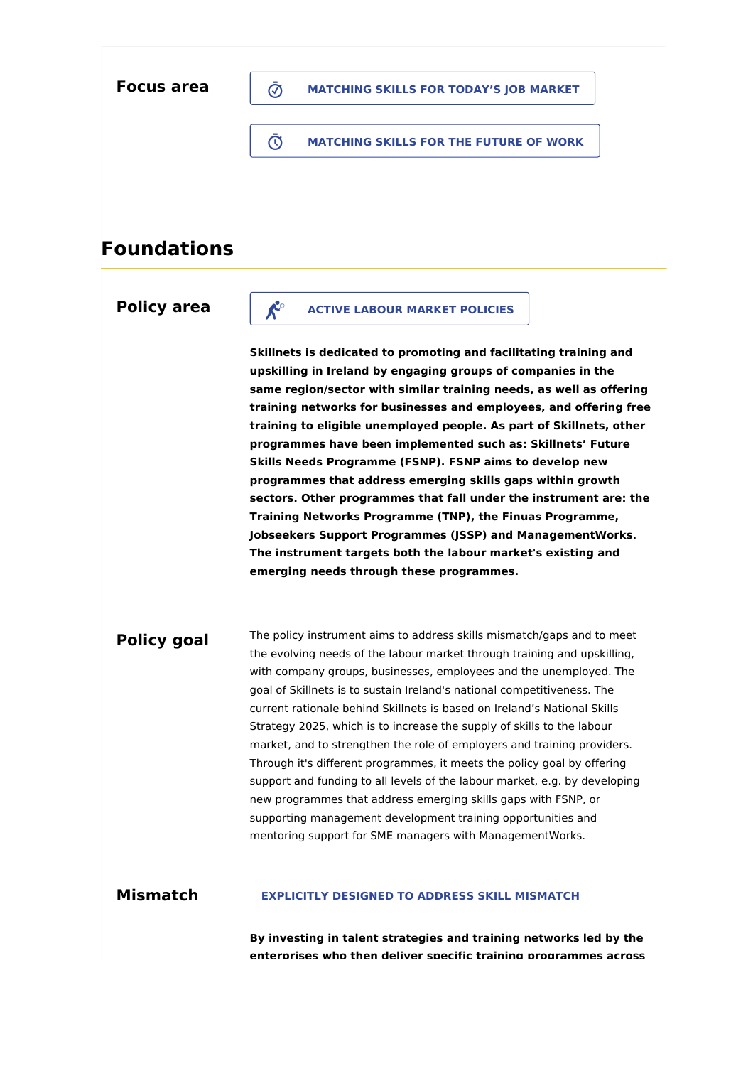**Focus area**

MATCHING SKILLS FOR TODAY'S JOB MARKET

MATCHING SKILLS FOR THE FUTURE OF WORK

## Foundations

**Policy area**

ACTIVE LABOUR MARKET POLICIES

**Skillnets is dedicated to promoting and facilitating training and upskilling in Ireland by engaging groups of companies in the same region/sector with similar training needs, as well as offering training networks for businesses and employees, and offering free training to eligible unemployed people. As part of Skillnets, other programmes have been implemented such as: Skillnets' Future Skills Needs Programme (FSNP). FSNP aims to develop new programmes that address emerging skills gaps within growth sectors. Other programmes that fall under the instrument are: the Training Networks Programme (TNP), the Finuas Programme, Jobseekers Support Programmes (JSSP) and ManagementWorks. The instrument targets both the labour market's existing and emerging needs through these programmes.**

**Policy goal**

The policy instrument aims to address skills mismatch/gaps and to meet the evolving needs of the labour market through training and upskilling, with company groups, businesses, employees and the unemployed. The goal of Skillnets is to sustain Ireland's national competitiveness. The current rationale behind Skillnets is based on Ireland's National Skills Strategy 2025, which is to increase the supply of skills to the labour market, and to strengthen the role of employers and training providers. Through it's different programmes, it meets the policy goal by offering support and funding to all levels of the labour market, e.g. by developing new programmes that address emerging skills gaps with FSNP, or supporting management development training opportunities and mentoring support for SME managers with ManagementWorks.

**Mismatch**

EXPLICITLY DESIGNED TO ADDRESS SKILL MISMATCH

**By investing in talent strategies and training networks led by the enterprises who then deliver specific training programmes across**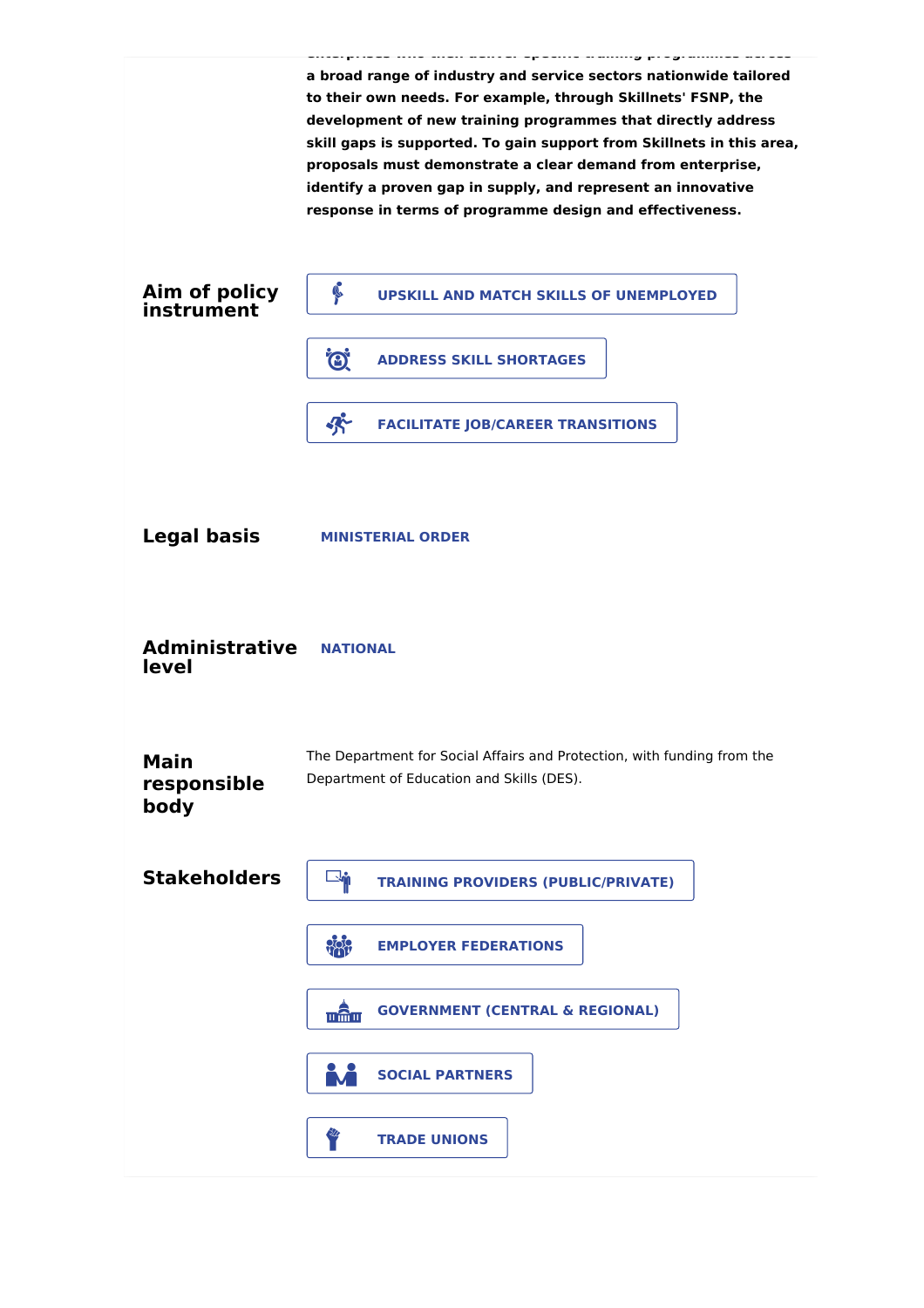a broad range of industry and service sectors nationwide tailored to their own needs. For example, through Skillnets' FSNP, the development of new training programmes that directly address skill gaps is supported. To gain support from Skillnets in this area, proposals must demonstrate a clear demand from enterprise, identify a proven gap in supply, and represent an innovative response in terms of programme design and effectiveness.**

## Aim of policy instrument

- UPSKILL AND MATCH SKILLS OF UNEMPLOYED
- ADDRESS SKILL SHORTAGES
- FACILITATE JOB/CAREER TRANSITIONS

## Legal basis

MINISTERIAL ORDER

## Administrative level

NATIONAL

## Main responsible body

The Department for Social Affairs and Protection, with funding from the Department of Education and Skills (DES).

## Stakeholders

- TRAINING PROVIDERS (PUBLIC/PRIVATE)
- EMPLOYER FEDERATIONS
- GOVERNMENT (CENTRAL & REGIONAL)
- SOCIAL PARTNERS
- TRADE UNIONS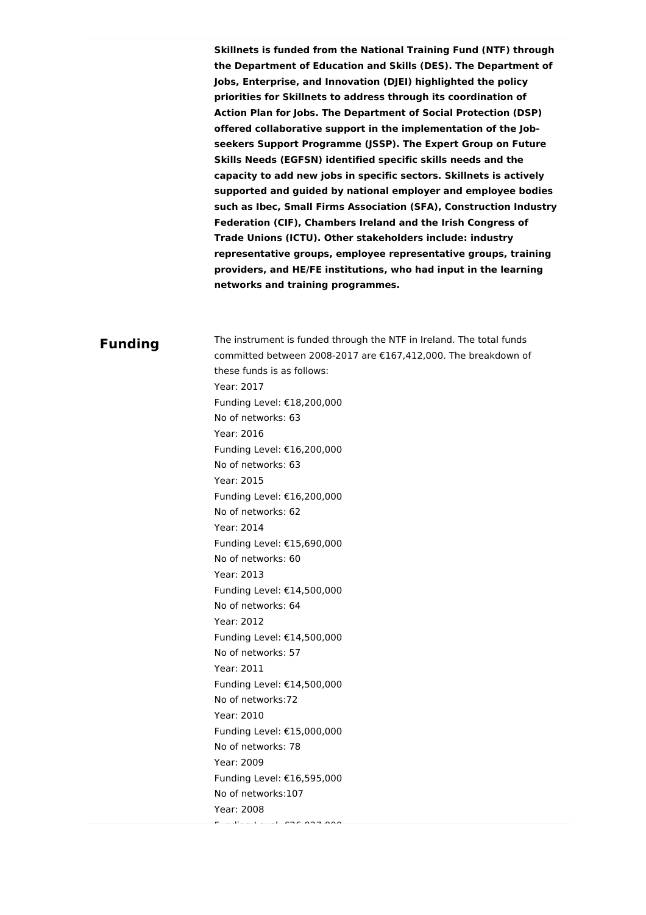**Skillnets is funded from the National Training Fund (NTF) through the Department of Education and Skills (DES). The Department of Jobs, Enterprise, and Innovation (DJEI) highlighted the policy priorities for Skillnets to address through its coordination of Action Plan for Jobs. The Department of Social Protection (DSP) offered collaborative support in the implementation of the Job-seekers Support Programme (JSSP). The Expert Group on Future Skills Needs (EGFSN) identified specific skills needs and the capacity to add new jobs in specific sectors. Skillnets is actively supported and guided by national employer and employee bodies such as Ibec, Small Firms Association (SFA), Construction Industry Federation (CIF), Chambers Ireland and the Irish Congress of Trade Unions (ICTU). Other stakeholders include: industry representative groups, employee representative groups, training providers, and HE/FE institutions, who had input in the learning networks and training programmes.**

## Funding

The instrument is funded through the NTF in Ireland. The total funds committed between 2008-2017 are €167,412,000. The breakdown of these funds is as follows:

Year: 2017
Funding Level: €18,200,000
No of networks: 63
Year: 2016
Funding Level: €16,200,000
No of networks: 63
Year: 2015
Funding Level: €16,200,000
No of networks: 62
Year: 2014
Funding Level: €15,690,000
No of networks: 60
Year: 2013
Funding Level: €14,500,000
No of networks: 64
Year: 2012
Funding Level: €14,500,000
No of networks: 57
Year: 2011
Funding Level: €14,500,000
No of networks:72
Year: 2010
Funding Level: €15,000,000
No of networks: 78
Year: 2009
Funding Level: €16,595,000
No of networks:107
Year: 2008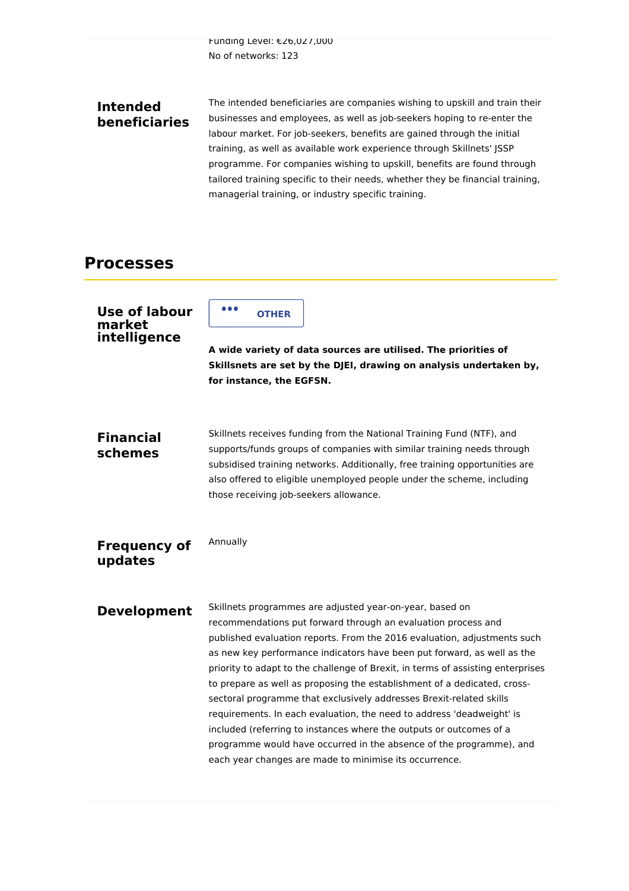Funding Level: €26,027,000

No of networks: 123

**Intended beneficiaries**

The intended beneficiaries are companies wishing to upskill and train their businesses and employees, as well as job-seekers hoping to re-enter the labour market. For job-seekers, benefits are gained through the initial training, as well as available work experience through Skillnets' JSSP programme. For companies wishing to upskill, benefits are found through tailored training specific to their needs, whether they be financial training, managerial training, or industry specific training.

## Processes

**Use of labour market intelligence**

OTHER

**A wide variety of data sources are utilised. The priorities of Skillsnets are set by the DJEI, drawing on analysis undertaken by, for instance, the EGFSN.**

**Financial schemes**

Skillnets receives funding from the National Training Fund (NTF), and supports/funds groups of companies with similar training needs through subsidised training networks. Additionally, free training opportunities are also offered to eligible unemployed people under the scheme, including those receiving job-seekers allowance.

**Frequency of updates**

Annually

**Development**

Skillnets programmes are adjusted year-on-year, based on recommendations put forward through an evaluation process and published evaluation reports. From the 2016 evaluation, adjustments such as new key performance indicators have been put forward, as well as the priority to adapt to the challenge of Brexit, in terms of assisting enterprises to prepare as well as proposing the establishment of a dedicated, cross-sectoral programme that exclusively addresses Brexit-related skills requirements. In each evaluation, the need to address 'deadweight' is included (referring to instances where the outputs or outcomes of a programme would have occurred in the absence of the programme), and each year changes are made to minimise its occurrence.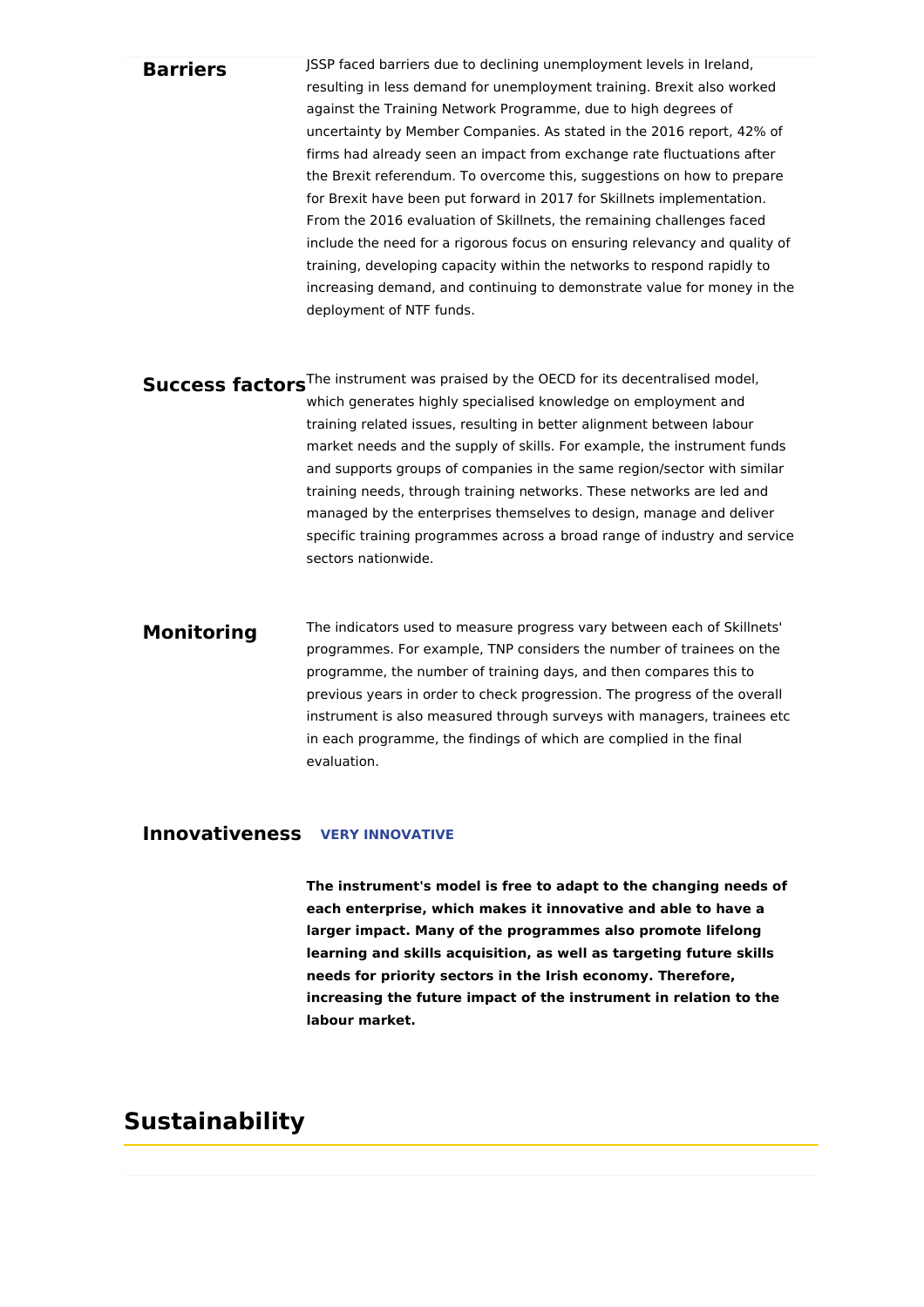**Barriers**

JSSP faced barriers due to declining unemployment levels in Ireland, resulting in less demand for unemployment training. Brexit also worked against the Training Network Programme, due to high degrees of uncertainty by Member Companies. As stated in the 2016 report, 42% of firms had already seen an impact from exchange rate fluctuations after the Brexit referendum. To overcome this, suggestions on how to prepare for Brexit have been put forward in 2017 for Skillnets implementation. From the 2016 evaluation of Skillnets, the remaining challenges faced include the need for a rigorous focus on ensuring relevancy and quality of training, developing capacity within the networks to respond rapidly to increasing demand, and continuing to demonstrate value for money in the deployment of NTF funds.

**Success factors**

The instrument was praised by the OECD for its decentralised model, which generates highly specialised knowledge on employment and training related issues, resulting in better alignment between labour market needs and the supply of skills. For example, the instrument funds and supports groups of companies in the same region/sector with similar training needs, through training networks. These networks are led and managed by the enterprises themselves to design, manage and deliver specific training programmes across a broad range of industry and service sectors nationwide.

**Monitoring**

The indicators used to measure progress vary between each of Skillnets' programmes. For example, TNP considers the number of trainees on the programme, the number of training days, and then compares this to previous years in order to check progression. The progress of the overall instrument is also measured through surveys with managers, trainees etc in each programme, the findings of which are complied in the final evaluation.

**Innovativeness** **VERY INNOVATIVE**

**The instrument's model is free to adapt to the changing needs of each enterprise, which makes it innovative and able to have a larger impact. Many of the programmes also promote lifelong learning and skills acquisition, as well as targeting future skills needs for priority sectors in the Irish economy. Therefore, increasing the future impact of the instrument in relation to the labour market.**

## Sustainability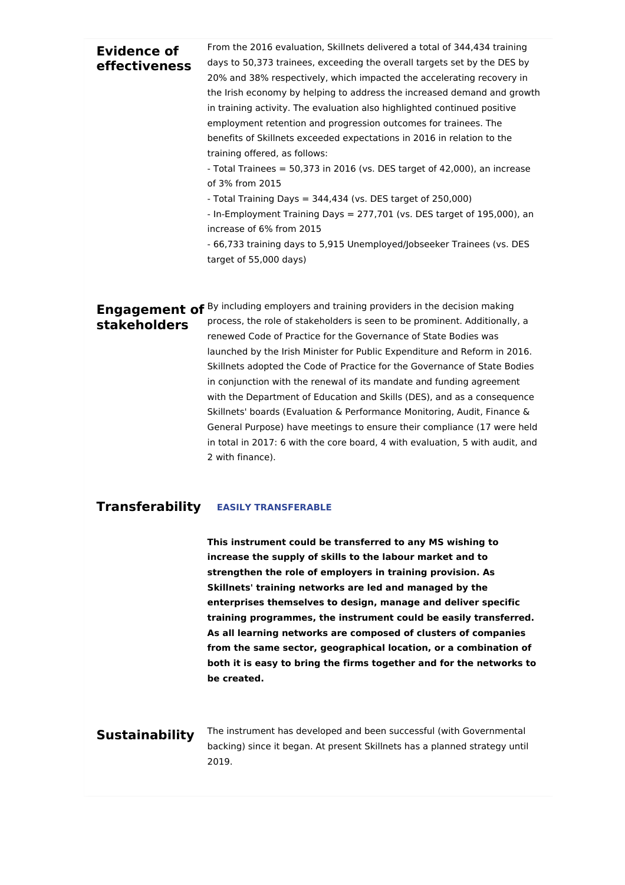### Evidence of effectiveness

From the 2016 evaluation, Skillnets delivered a total of 344,434 training days to 50,373 trainees, exceeding the overall targets set by the DES by 20% and 38% respectively, which impacted the accelerating recovery in the Irish economy by helping to address the increased demand and growth in training activity. The evaluation also highlighted continued positive employment retention and progression outcomes for trainees. The benefits of Skillnets exceeded expectations in 2016 in relation to the training offered, as follows:

- Total Trainees = 50,373 in 2016 (vs. DES target of 42,000), an increase of 3% from 2015
- Total Training Days = 344,434 (vs. DES target of 250,000)
- In-Employment Training Days = 277,701 (vs. DES target of 195,000), an increase of 6% from 2015
- 66,733 training days to 5,915 Unemployed/Jobseeker Trainees (vs. DES target of 55,000 days)

### Engagement of stakeholders

By including employers and training providers in the decision making process, the role of stakeholders is seen to be prominent. Additionally, a renewed Code of Practice for the Governance of State Bodies was launched by the Irish Minister for Public Expenditure and Reform in 2016. Skillnets adopted the Code of Practice for the Governance of State Bodies in conjunction with the renewal of its mandate and funding agreement with the Department of Education and Skills (DES), and as a consequence Skillnets' boards (Evaluation & Performance Monitoring, Audit, Finance & General Purpose) have meetings to ensure their compliance (17 were held in total in 2017: 6 with the core board, 4 with evaluation, 5 with audit, and 2 with finance).

### Transferability

**EASILY TRANSFERABLE**

**This instrument could be transferred to any MS wishing to increase the supply of skills to the labour market and to strengthen the role of employers in training provision. As Skillnets' training networks are led and managed by the enterprises themselves to design, manage and deliver specific training programmes, the instrument could be easily transferred. As all learning networks are composed of clusters of companies from the same sector, geographical location, or a combination of both it is easy to bring the firms together and for the networks to be created.**

### Sustainability

The instrument has developed and been successful (with Governmental backing) since it began. At present Skillnets has a planned strategy until 2019.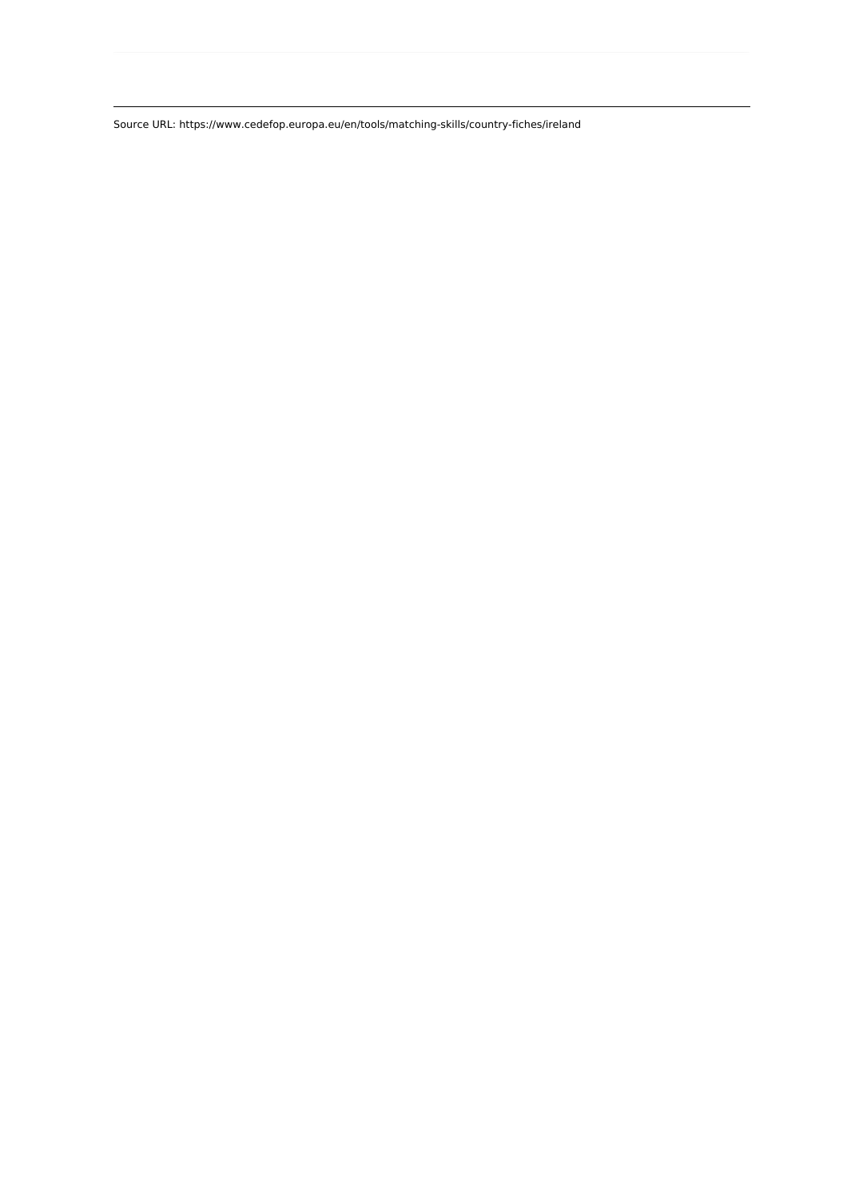Source URL: https://www.cedefop.europa.eu/en/tools/matching-skills/country-fiches/ireland